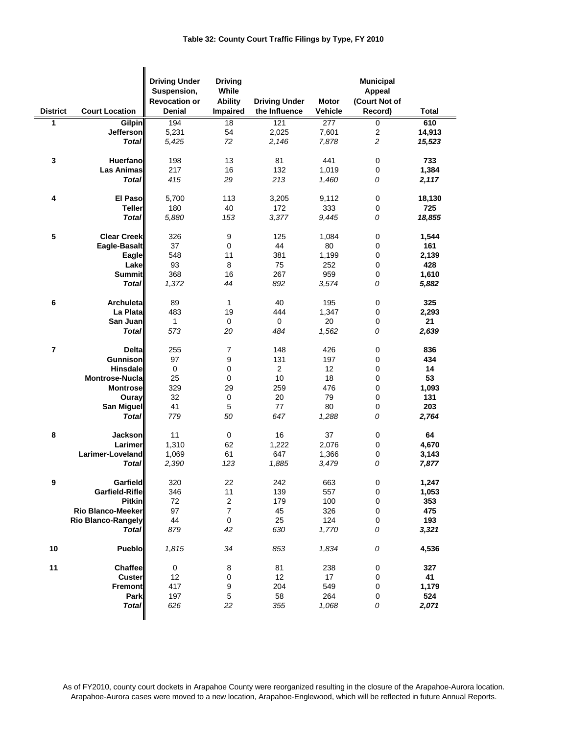# Table 32: County Court Traffic Filings by Type, FY 2010

| District | Court Location | Driving Under Suspension, Revocation or Denial | Driving While Ability Impaired | Driving Under the Influence | Motor Vehicle | Municipal Appeal (Court Not of Record) | Total |
|---|---|---|---|---|---|---|---|
| 1 | **Gilpin** | 194 | 18 | 121 | 277 | 0 | **610** |
| | **Jefferson** | 5,231 | 54 | 2,025 | 7,601 | 2 | **14,913** |
| | ***Total*** | *5,425* | *72* | *2,146* | *7,878* | *2* | ***15,523*** |
| 3 | **Huerfano** | 198 | 13 | 81 | 441 | 0 | **733** |
| | **Las Animas** | 217 | 16 | 132 | 1,019 | 0 | **1,384** |
| | ***Total*** | *415* | *29* | *213* | *1,460* | *0* | ***2,117*** |
| 4 | **El Paso** | 5,700 | 113 | 3,205 | 9,112 | 0 | **18,130** |
| | **Teller** | 180 | 40 | 172 | 333 | 0 | **725** |
| | ***Total*** | *5,880* | *153* | *3,377* | *9,445* | *0* | ***18,855*** |
| 5 | **Clear Creek** | 326 | 9 | 125 | 1,084 | 0 | **1,544** |
| | **Eagle-Basalt** | 37 | 0 | 44 | 80 | 0 | **161** |
| | **Eagle** | 548 | 11 | 381 | 1,199 | 0 | **2,139** |
| | **Lake** | 93 | 8 | 75 | 252 | 0 | **428** |
| | **Summit** | 368 | 16 | 267 | 959 | 0 | **1,610** |
| | ***Total*** | *1,372* | *44* | *892* | *3,574* | *0* | ***5,882*** |
| 6 | **Archuleta** | 89 | 1 | 40 | 195 | 0 | **325** |
| | **La Plata** | 483 | 19 | 444 | 1,347 | 0 | **2,293** |
| | **San Juan** | 1 | 0 | 0 | 20 | 0 | **21** |
| | ***Total*** | *573* | *20* | *484* | *1,562* | *0* | ***2,639*** |
| 7 | **Delta** | 255 | 7 | 148 | 426 | 0 | **836** |
| | **Gunnison** | 97 | 9 | 131 | 197 | 0 | **434** |
| | **Hinsdale** | 0 | 0 | 2 | 12 | 0 | **14** |
| | **Montrose-Nucla** | 25 | 0 | 10 | 18 | 0 | **53** |
| | **Montrose** | 329 | 29 | 259 | 476 | 0 | **1,093** |
| | **Ouray** | 32 | 0 | 20 | 79 | 0 | **131** |
| | **San Miguel** | 41 | 5 | 77 | 80 | 0 | **203** |
| | ***Total*** | *779* | *50* | *647* | *1,288* | *0* | ***2,764*** |
| 8 | **Jackson** | 11 | 0 | 16 | 37 | 0 | **64** |
| | **Larimer** | 1,310 | 62 | 1,222 | 2,076 | 0 | **4,670** |
| | **Larimer-Loveland** | 1,069 | 61 | 647 | 1,366 | 0 | **3,143** |
| | ***Total*** | *2,390* | *123* | *1,885* | *3,479* | *0* | ***7,877*** |
| 9 | **Garfield** | 320 | 22 | 242 | 663 | 0 | **1,247** |
| | **Garfield-Rifle** | 346 | 11 | 139 | 557 | 0 | **1,053** |
| | **Pitkin** | 72 | 2 | 179 | 100 | 0 | **353** |
| | **Rio Blanco-Meeker** | 97 | 7 | 45 | 326 | 0 | **475** |
| | **Rio Blanco-Rangely** | 44 | 0 | 25 | 124 | 0 | **193** |
| | ***Total*** | *879* | *42* | *630* | *1,770* | *0* | ***3,321*** |
| 10 | **Pueblo** | *1,815* | *34* | *853* | *1,834* | *0* | **4,536** |
| 11 | **Chaffee** | 0 | 8 | 81 | 238 | 0 | **327** |
| | **Custer** | 12 | 0 | 12 | 17 | 0 | **41** |
| | **Fremont** | 417 | 9 | 204 | 549 | 0 | **1,179** |
| | **Park** | 197 | 5 | 58 | 264 | 0 | **524** |
| | ***Total*** | *626* | *22* | *355* | *1,068* | *0* | ***2,071*** |

As of FY2010, county court dockets in Arapahoe County were reorganized resulting in the closure of the Arapahoe-Aurora location. Arapahoe-Aurora cases were moved to a new location, Arapahoe-Englewood, which will be reflected in future Annual Reports.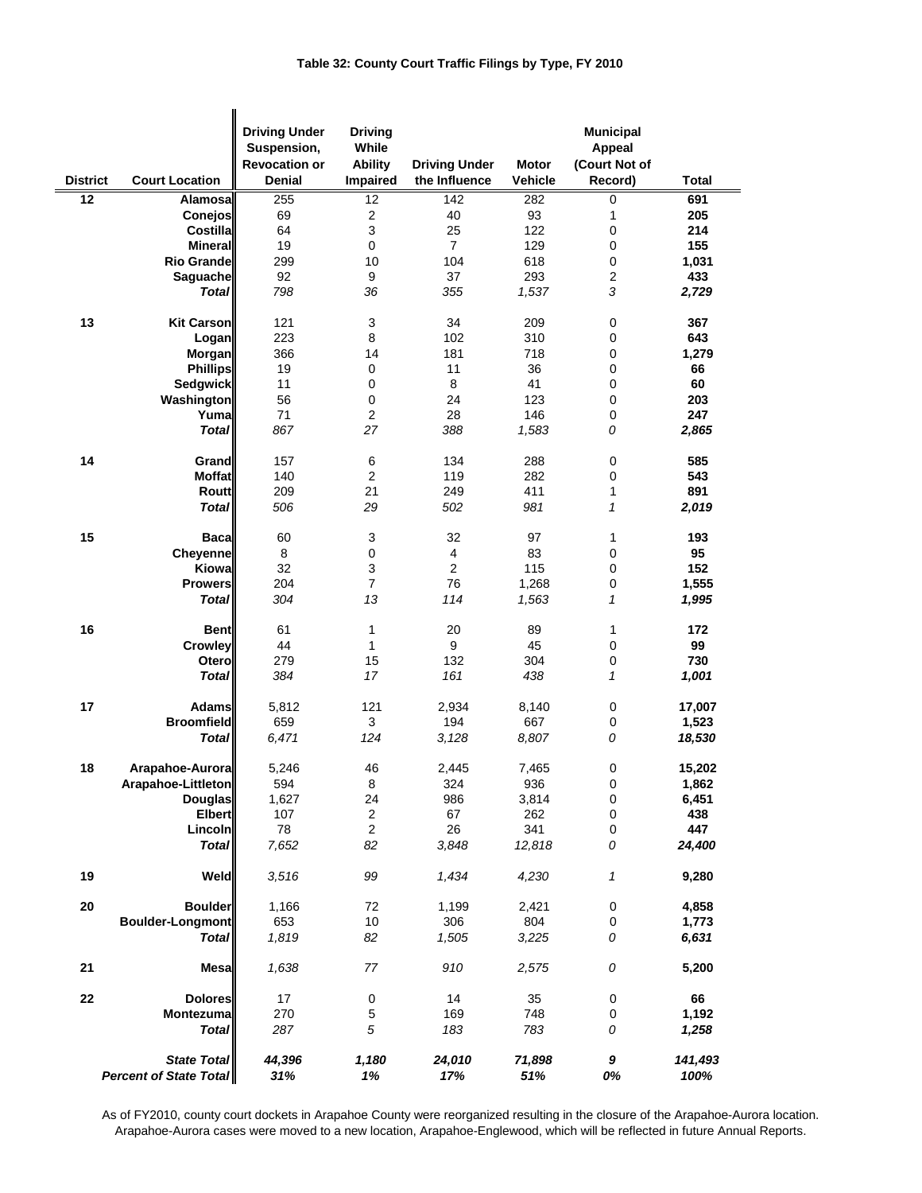**Table 32: County Court Traffic Filings by Type, FY 2010**

| District | Court Location | Driving Under Suspension, Revocation or Denial | Driving While Ability Impaired | Driving Under the Influence | Motor Vehicle | Municipal Appeal (Court Not of Record) | Total |
|---|---|---|---|---|---|---|---|
| 12 | **Alamosa** | 255 | 12 | 142 | 282 | 0 | **691** |
| | **Conejos** | 69 | 2 | 40 | 93 | 1 | **205** |
| | **Costilla** | 64 | 3 | 25 | 122 | 0 | **214** |
| | **Mineral** | 19 | 0 | 7 | 129 | 0 | **155** |
| | **Rio Grande** | 299 | 10 | 104 | 618 | 0 | **1,031** |
| | **Saguache** | 92 | 9 | 37 | 293 | 2 | **433** |
| | ***Total*** | *798* | *36* | *355* | *1,537* | *3* | ***2,729*** |
| 13 | **Kit Carson** | 121 | 3 | 34 | 209 | 0 | **367** |
| | **Logan** | 223 | 8 | 102 | 310 | 0 | **643** |
| | **Morgan** | 366 | 14 | 181 | 718 | 0 | **1,279** |
| | **Phillips** | 19 | 0 | 11 | 36 | 0 | **66** |
| | **Sedgwick** | 11 | 0 | 8 | 41 | 0 | **60** |
| | **Washington** | 56 | 0 | 24 | 123 | 0 | **203** |
| | **Yuma** | 71 | 2 | 28 | 146 | 0 | **247** |
| | ***Total*** | *867* | *27* | *388* | *1,583* | *0* | ***2,865*** |
| 14 | **Grand** | 157 | 6 | 134 | 288 | 0 | **585** |
| | **Moffat** | 140 | 2 | 119 | 282 | 0 | **543** |
| | **Routt** | 209 | 21 | 249 | 411 | 1 | **891** |
| | ***Total*** | *506* | *29* | *502* | *981* | *1* | ***2,019*** |
| 15 | **Baca** | 60 | 3 | 32 | 97 | 1 | **193** |
| | **Cheyenne** | 8 | 0 | 4 | 83 | 0 | **95** |
| | **Kiowa** | 32 | 3 | 2 | 115 | 0 | **152** |
| | **Prowers** | 204 | 7 | 76 | 1,268 | 0 | **1,555** |
| | ***Total*** | *304* | *13* | *114* | *1,563* | *1* | ***1,995*** |
| 16 | **Bent** | 61 | 1 | 20 | 89 | 1 | **172** |
| | **Crowley** | 44 | 1 | 9 | 45 | 0 | **99** |
| | **Otero** | 279 | 15 | 132 | 304 | 0 | **730** |
| | ***Total*** | *384* | *17* | *161* | *438* | *1* | ***1,001*** |
| 17 | **Adams** | 5,812 | 121 | 2,934 | 8,140 | 0 | **17,007** |
| | **Broomfield** | 659 | 3 | 194 | 667 | 0 | **1,523** |
| | ***Total*** | *6,471* | *124* | *3,128* | *8,807* | *0* | ***18,530*** |
| 18 | **Arapahoe-Aurora** | 5,246 | 46 | 2,445 | 7,465 | 0 | **15,202** |
| | **Arapahoe-Littleton** | 594 | 8 | 324 | 936 | 0 | **1,862** |
| | **Douglas** | 1,627 | 24 | 986 | 3,814 | 0 | **6,451** |
| | **Elbert** | 107 | 2 | 67 | 262 | 0 | **438** |
| | **Lincoln** | 78 | 2 | 26 | 341 | 0 | **447** |
| | ***Total*** | *7,652* | *82* | *3,848* | *12,818* | *0* | ***24,400*** |
| 19 | **Weld** | *3,516* | *99* | *1,434* | *4,230* | *1* | **9,280** |
| 20 | **Boulder** | 1,166 | 72 | 1,199 | 2,421 | 0 | **4,858** |
| | **Boulder-Longmont** | 653 | 10 | 306 | 804 | 0 | **1,773** |
| | ***Total*** | *1,819* | *82* | *1,505* | *3,225* | *0* | ***6,631*** |
| 21 | **Mesa** | *1,638* | *77* | *910* | *2,575* | *0* | **5,200** |
| 22 | **Dolores** | 17 | 0 | 14 | 35 | 0 | **66** |
| | **Montezuma** | 270 | 5 | 169 | 748 | 0 | **1,192** |
| | ***Total*** | *287* | *5* | *183* | *783* | *0* | ***1,258*** |
| | ***State Total*** | ***44,396*** | ***1,180*** | ***24,010*** | ***71,898*** | ***9*** | ***141,493*** |
| | ***Percent of State Total*** | ***31%*** | ***1%*** | ***17%*** | ***51%*** | ***0%*** | ***100%*** |

As of FY2010, county court dockets in Arapahoe County were reorganized resulting in the closure of the Arapahoe-Aurora location. Arapahoe-Aurora cases were moved to a new location, Arapahoe-Englewood, which will be reflected in future Annual Reports.